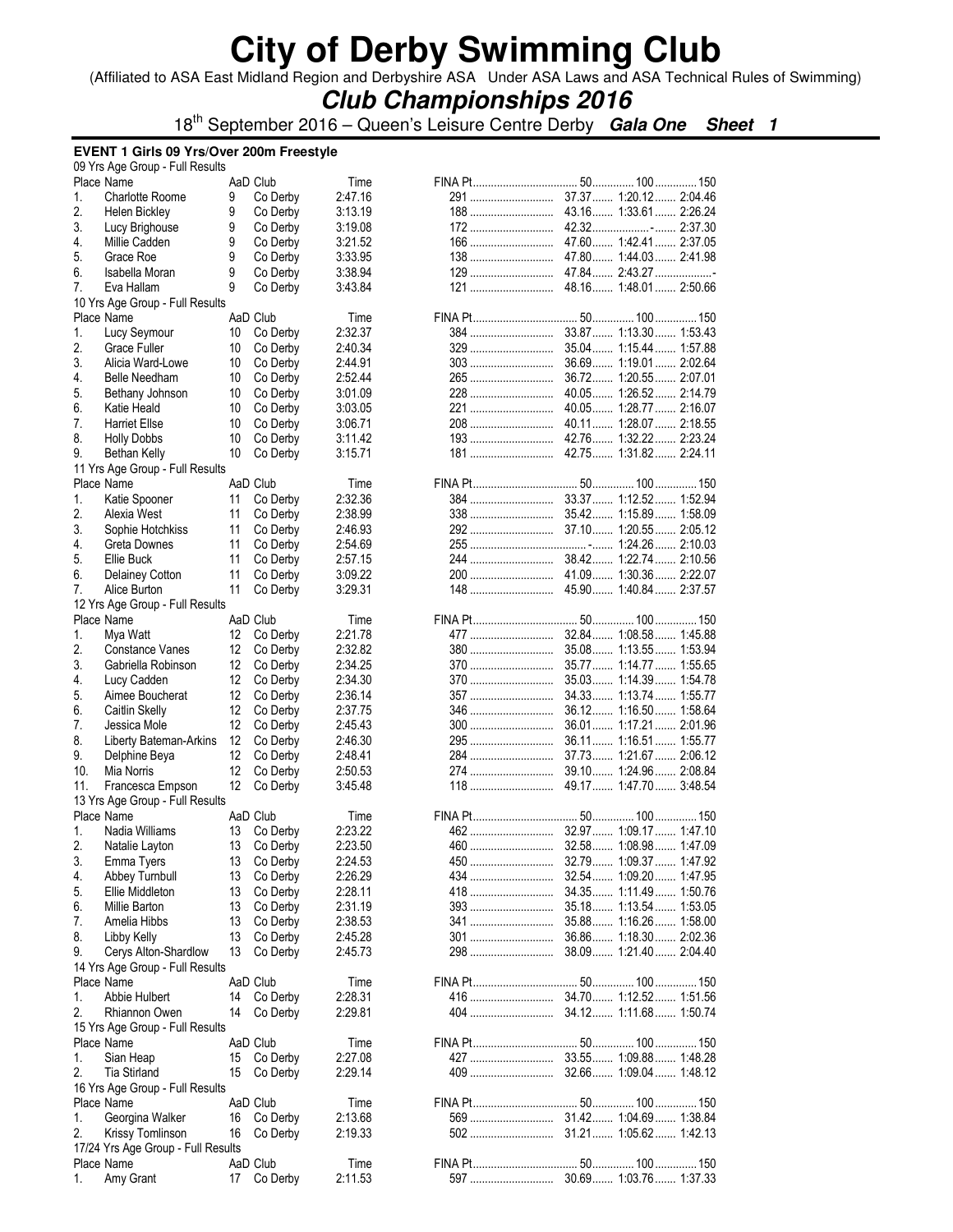# City of Derby Swimming Club

(Affiliated to ASA East Midland Region and Derbyshire ASA Under ASA Laws and ASA Technical Rules of Swimming)

## *Club Championships 2016*

18th September 2016 – Queen's Leisure Centre Derby ***Gala One Sheet 1***

### EVENT 1 Girls 09 Yrs/Over 200m Freestyle

09 Yrs Age Group - Full Results

| Place | Name | AaD | Club | Time | FINA Pt | 50 | 100 | 150 |
|---|---|---|---|---|---|---|---|---|
| 1. | Charlotte Roome | 9 | Co Derby | 2:47.16 | 291 | 37.37 | 1:20.12 | 2:04.46 |
| 2. | Helen Bickley | 9 | Co Derby | 3:13.19 | 188 | 43.16 | 1:33.61 | 2:26.24 |
| 3. | Lucy Brighouse | 9 | Co Derby | 3:19.08 | 172 | 42.32 | - | 2:37.30 |
| 4. | Millie Cadden | 9 | Co Derby | 3:21.52 | 166 | 47.60 | 1:42.41 | 2:37.05 |
| 5. | Grace Roe | 9 | Co Derby | 3:33.95 | 138 | 47.80 | 1:44.03 | 2:41.98 |
| 6. | Isabella Moran | 9 | Co Derby | 3:38.94 | 129 | 47.84 | 2:43.27 | - |
| 7. | Eva Hallam | 9 | Co Derby | 3:43.84 | 121 | 48.16 | 1:48.01 | 2:50.66 |

10 Yrs Age Group - Full Results

| Place | Name | AaD | Club | Time | FINA Pt | 50 | 100 | 150 |
|---|---|---|---|---|---|---|---|---|
| 1. | Lucy Seymour | 10 | Co Derby | 2:32.37 | 384 | 33.87 | 1:13.30 | 1:53.43 |
| 2. | Grace Fuller | 10 | Co Derby | 2:40.34 | 329 | 35.04 | 1:15.44 | 1:57.88 |
| 3. | Alicia Ward-Lowe | 10 | Co Derby | 2:44.91 | 303 | 36.69 | 1:19.01 | 2:02.64 |
| 4. | Belle Needham | 10 | Co Derby | 2:52.44 | 265 | 36.72 | 1:20.55 | 2:07.01 |
| 5. | Bethany Johnson | 10 | Co Derby | 3:01.09 | 228 | 40.05 | 1:26.52 | 2:14.79 |
| 6. | Katie Heald | 10 | Co Derby | 3:03.05 | 221 | 40.05 | 1:28.77 | 2:16.07 |
| 7. | Harriet Ellse | 10 | Co Derby | 3:06.71 | 208 | 40.11 | 1:28.07 | 2:18.55 |
| 8. | Holly Dobbs | 10 | Co Derby | 3:11.42 | 193 | 42.76 | 1:32.22 | 2:23.24 |
| 9. | Bethan Kelly | 10 | Co Derby | 3:15.71 | 181 | 42.75 | 1:31.82 | 2:24.11 |

11 Yrs Age Group - Full Results

| Place | Name | AaD | Club | Time | FINA Pt | 50 | 100 | 150 |
|---|---|---|---|---|---|---|---|---|
| 1. | Katie Spooner | 11 | Co Derby | 2:32.36 | 384 | 33.37 | 1:12.52 | 1:52.94 |
| 2. | Alexia West | 11 | Co Derby | 2:38.99 | 338 | 35.42 | 1:15.89 | 1:58.09 |
| 3. | Sophie Hotchkiss | 11 | Co Derby | 2:46.93 | 292 | 37.10 | 1:20.55 | 2:05.12 |
| 4. | Greta Downes | 11 | Co Derby | 2:54.69 | 255 | - | 1:24.26 | 2:10.03 |
| 5. | Ellie Buck | 11 | Co Derby | 2:57.15 | 244 | 38.42 | 1:22.74 | 2:10.56 |
| 6. | Delainey Cotton | 11 | Co Derby | 3:09.22 | 200 | 41.09 | 1:30.36 | 2:22.07 |
| 7. | Alice Burton | 11 | Co Derby | 3:29.31 | 148 | 45.90 | 1:40.84 | 2:37.57 |

12 Yrs Age Group - Full Results

| Place | Name | AaD | Club | Time | FINA Pt | 50 | 100 | 150 |
|---|---|---|---|---|---|---|---|---|
| 1. | Mya Watt | 12 | Co Derby | 2:21.78 | 477 | 32.84 | 1:08.58 | 1:45.88 |
| 2. | Constance Vanes | 12 | Co Derby | 2:32.82 | 380 | 35.08 | 1:13.55 | 1:53.94 |
| 3. | Gabriella Robinson | 12 | Co Derby | 2:34.25 | 370 | 35.77 | 1:14.77 | 1:55.65 |
| 4. | Lucy Cadden | 12 | Co Derby | 2:34.30 | 370 | 35.03 | 1:14.39 | 1:54.78 |
| 5. | Aimee Boucherat | 12 | Co Derby | 2:36.14 | 357 | 34.33 | 1:13.74 | 1:55.77 |
| 6. | Caitlin Skelly | 12 | Co Derby | 2:37.75 | 346 | 36.12 | 1:16.50 | 1:58.64 |
| 7. | Jessica Mole | 12 | Co Derby | 2:45.43 | 300 | 36.01 | 1:17.21 | 2:01.96 |
| 8. | Liberty Bateman-Arkins | 12 | Co Derby | 2:46.30 | 295 | 36.11 | 1:16.51 | 1:55.77 |
| 9. | Delphine Beya | 12 | Co Derby | 2:48.41 | 284 | 37.73 | 1:21.67 | 2:06.12 |
| 10. | Mia Norris | 12 | Co Derby | 2:50.53 | 274 | 39.10 | 1:24.96 | 2:08.84 |
| 11. | Francesca Empson | 12 | Co Derby | 3:45.48 | 118 | 49.17 | 1:47.70 | 3:48.54 |

13 Yrs Age Group - Full Results

| Place | Name | AaD | Club | Time | FINA Pt | 50 | 100 | 150 |
|---|---|---|---|---|---|---|---|---|
| 1. | Nadia Williams | 13 | Co Derby | 2:23.22 | 462 | 32.97 | 1:09.17 | 1:47.10 |
| 2. | Natalie Layton | 13 | Co Derby | 2:23.50 | 460 | 32.58 | 1:08.98 | 1:47.09 |
| 3. | Emma Tyers | 13 | Co Derby | 2:24.53 | 450 | 32.79 | 1:09.37 | 1:47.92 |
| 4. | Abbey Turnbull | 13 | Co Derby | 2:26.29 | 434 | 32.54 | 1:09.20 | 1:47.95 |
| 5. | Ellie Middleton | 13 | Co Derby | 2:28.11 | 418 | 34.35 | 1:11.49 | 1:50.76 |
| 6. | Millie Barton | 13 | Co Derby | 2:31.19 | 393 | 35.18 | 1:13.54 | 1:53.05 |
| 7. | Amelia Hibbs | 13 | Co Derby | 2:38.53 | 341 | 35.88 | 1:16.26 | 1:58.00 |
| 8. | Libby Kelly | 13 | Co Derby | 2:45.28 | 301 | 36.86 | 1:18.30 | 2:02.36 |
| 9. | Cerys Alton-Shardlow | 13 | Co Derby | 2:45.73 | 298 | 38.09 | 1:21.40 | 2:04.40 |

14 Yrs Age Group - Full Results

| Place | Name | AaD | Club | Time | FINA Pt | 50 | 100 | 150 |
|---|---|---|---|---|---|---|---|---|
| 1. | Abbie Hulbert | 14 | Co Derby | 2:28.31 | 416 | 34.70 | 1:12.52 | 1:51.56 |
| 2. | Rhiannon Owen | 14 | Co Derby | 2:29.81 | 404 | 34.12 | 1:11.68 | 1:50.74 |

15 Yrs Age Group - Full Results

| Place | Name | AaD | Club | Time | FINA Pt | 50 | 100 | 150 |
|---|---|---|---|---|---|---|---|---|
| 1. | Sian Heap | 15 | Co Derby | 2:27.08 | 427 | 33.55 | 1:09.88 | 1:48.28 |
| 2. | Tia Stirland | 15 | Co Derby | 2:29.14 | 409 | 32.66 | 1:09.04 | 1:48.12 |

16 Yrs Age Group - Full Results

| Place | Name | AaD | Club | Time | FINA Pt | 50 | 100 | 150 |
|---|---|---|---|---|---|---|---|---|
| 1. | Georgina Walker | 16 | Co Derby | 2:13.68 | 569 | 31.42 | 1:04.69 | 1:38.84 |
| 2. | Krissy Tomlinson | 16 | Co Derby | 2:19.33 | 502 | 31.21 | 1:05.62 | 1:42.13 |

17/24 Yrs Age Group - Full Results

| Place | Name | AaD | Club | Time | FINA Pt | 50 | 100 | 150 |
|---|---|---|---|---|---|---|---|---|
| 1. | Amy Grant | 17 | Co Derby | 2:11.53 | 597 | 30.69 | 1:03.76 | 1:37.33 |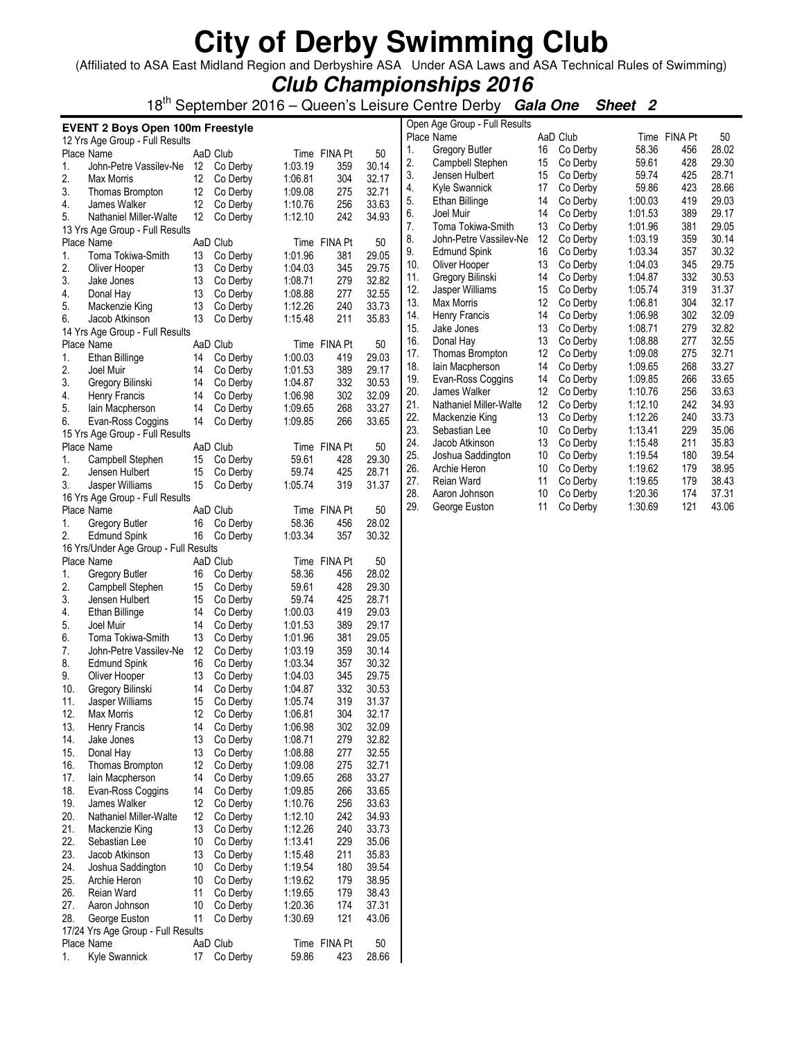# City of Derby Swimming Club

(Affiliated to ASA East Midland Region and Derbyshire ASA Under ASA Laws and ASA Technical Rules of Swimming)

## *Club Championships 2016*

18th September 2016 – Queen's Leisure Centre Derby ***Gala One Sheet 2***

### EVENT 2 Boys Open 100m Freestyle

12 Yrs Age Group - Full Results

| Place | Name | AaD | Club | Time | FINA Pt | 50 |
|---|---|---|---|---|---|---|
| 1. | John-Petre Vassilev-Ne | 12 | Co Derby | 1:03.19 | 359 | 30.14 |
| 2. | Max Morris | 12 | Co Derby | 1:06.81 | 304 | 32.17 |
| 3. | Thomas Brompton | 12 | Co Derby | 1:09.08 | 275 | 32.71 |
| 4. | James Walker | 12 | Co Derby | 1:10.76 | 256 | 33.63 |
| 5. | Nathaniel Miller-Walte | 12 | Co Derby | 1:12.10 | 242 | 34.93 |

13 Yrs Age Group - Full Results

| Place | Name | AaD | Club | Time | FINA Pt | 50 |
|---|---|---|---|---|---|---|
| 1. | Toma Tokiwa-Smith | 13 | Co Derby | 1:01.96 | 381 | 29.05 |
| 2. | Oliver Hooper | 13 | Co Derby | 1:04.03 | 345 | 29.75 |
| 3. | Jake Jones | 13 | Co Derby | 1:08.71 | 279 | 32.82 |
| 4. | Donal Hay | 13 | Co Derby | 1:08.88 | 277 | 32.55 |
| 5. | Mackenzie King | 13 | Co Derby | 1:12.26 | 240 | 33.73 |
| 6. | Jacob Atkinson | 13 | Co Derby | 1:15.48 | 211 | 35.83 |

14 Yrs Age Group - Full Results

| Place | Name | AaD | Club | Time | FINA Pt | 50 |
|---|---|---|---|---|---|---|
| 1. | Ethan Billinge | 14 | Co Derby | 1:00.03 | 419 | 29.03 |
| 2. | Joel Muir | 14 | Co Derby | 1:01.53 | 389 | 29.17 |
| 3. | Gregory Bilinski | 14 | Co Derby | 1:04.87 | 332 | 30.53 |
| 4. | Henry Francis | 14 | Co Derby | 1:06.98 | 302 | 32.09 |
| 5. | Iain Macpherson | 14 | Co Derby | 1:09.65 | 268 | 33.27 |
| 6. | Evan-Ross Coggins | 14 | Co Derby | 1:09.85 | 266 | 33.65 |

15 Yrs Age Group - Full Results

| Place | Name | AaD | Club | Time | FINA Pt | 50 |
|---|---|---|---|---|---|---|
| 1. | Campbell Stephen | 15 | Co Derby | 59.61 | 428 | 29.30 |
| 2. | Jensen Hulbert | 15 | Co Derby | 59.74 | 425 | 28.71 |
| 3. | Jasper Williams | 15 | Co Derby | 1:05.74 | 319 | 31.37 |

16 Yrs Age Group - Full Results

| Place | Name | AaD | Club | Time | FINA Pt | 50 |
|---|---|---|---|---|---|---|
| 1. | Gregory Butler | 16 | Co Derby | 58.36 | 456 | 28.02 |
| 2. | Edmund Spink | 16 | Co Derby | 1:03.34 | 357 | 30.32 |

16 Yrs/Under Age Group - Full Results

| Place | Name | AaD | Club | Time | FINA Pt | 50 |
|---|---|---|---|---|---|---|
| 1. | Gregory Butler | 16 | Co Derby | 58.36 | 456 | 28.02 |
| 2. | Campbell Stephen | 15 | Co Derby | 59.61 | 428 | 29.30 |
| 3. | Jensen Hulbert | 15 | Co Derby | 59.74 | 425 | 28.71 |
| 4. | Ethan Billinge | 14 | Co Derby | 1:00.03 | 419 | 29.03 |
| 5. | Joel Muir | 14 | Co Derby | 1:01.53 | 389 | 29.17 |
| 6. | Toma Tokiwa-Smith | 13 | Co Derby | 1:01.96 | 381 | 29.05 |
| 7. | John-Petre Vassilev-Ne | 12 | Co Derby | 1:03.19 | 359 | 30.14 |
| 8. | Edmund Spink | 16 | Co Derby | 1:03.34 | 357 | 30.32 |
| 9. | Oliver Hooper | 13 | Co Derby | 1:04.03 | 345 | 29.75 |
| 10. | Gregory Bilinski | 14 | Co Derby | 1:04.87 | 332 | 30.53 |
| 11. | Jasper Williams | 15 | Co Derby | 1:05.74 | 319 | 31.37 |
| 12. | Max Morris | 12 | Co Derby | 1:06.81 | 304 | 32.17 |
| 13. | Henry Francis | 14 | Co Derby | 1:06.98 | 302 | 32.09 |
| 14. | Jake Jones | 13 | Co Derby | 1:08.71 | 279 | 32.82 |
| 15. | Donal Hay | 13 | Co Derby | 1:08.88 | 277 | 32.55 |
| 16. | Thomas Brompton | 12 | Co Derby | 1:09.08 | 275 | 32.71 |
| 17. | Iain Macpherson | 14 | Co Derby | 1:09.65 | 268 | 33.27 |
| 18. | Evan-Ross Coggins | 14 | Co Derby | 1:09.85 | 266 | 33.65 |
| 19. | James Walker | 12 | Co Derby | 1:10.76 | 256 | 33.63 |
| 20. | Nathaniel Miller-Walte | 12 | Co Derby | 1:12.10 | 242 | 34.93 |
| 21. | Mackenzie King | 13 | Co Derby | 1:12.26 | 240 | 33.73 |
| 22. | Sebastian Lee | 10 | Co Derby | 1:13.41 | 229 | 35.06 |
| 23. | Jacob Atkinson | 13 | Co Derby | 1:15.48 | 211 | 35.83 |
| 24. | Joshua Saddington | 10 | Co Derby | 1:19.54 | 180 | 39.54 |
| 25. | Archie Heron | 10 | Co Derby | 1:19.62 | 179 | 38.95 |
| 26. | Reian Ward | 11 | Co Derby | 1:19.65 | 179 | 38.43 |
| 27. | Aaron Johnson | 10 | Co Derby | 1:20.36 | 174 | 37.31 |
| 28. | George Euston | 11 | Co Derby | 1:30.69 | 121 | 43.06 |

17/24 Yrs Age Group - Full Results

| Place | Name | AaD | Club | Time | FINA Pt | 50 |
|---|---|---|---|---|---|---|
| 1. | Kyle Swannick | 17 | Co Derby | 59.86 | 423 | 28.66 |

Open Age Group - Full Results

| Place | Name | AaD | Club | Time | FINA Pt | 50 |
|---|---|---|---|---|---|---|
| 1. | Gregory Butler | 16 | Co Derby | 58.36 | 456 | 28.02 |
| 2. | Campbell Stephen | 15 | Co Derby | 59.61 | 428 | 29.30 |
| 3. | Jensen Hulbert | 15 | Co Derby | 59.74 | 425 | 28.71 |
| 4. | Kyle Swannick | 17 | Co Derby | 59.86 | 423 | 28.66 |
| 5. | Ethan Billinge | 14 | Co Derby | 1:00.03 | 419 | 29.03 |
| 6. | Joel Muir | 14 | Co Derby | 1:01.53 | 389 | 29.17 |
| 7. | Toma Tokiwa-Smith | 13 | Co Derby | 1:01.96 | 381 | 29.05 |
| 8. | John-Petre Vassilev-Ne | 12 | Co Derby | 1:03.19 | 359 | 30.14 |
| 9. | Edmund Spink | 16 | Co Derby | 1:03.34 | 357 | 30.32 |
| 10. | Oliver Hooper | 13 | Co Derby | 1:04.03 | 345 | 29.75 |
| 11. | Gregory Bilinski | 14 | Co Derby | 1:04.87 | 332 | 30.53 |
| 12. | Jasper Williams | 15 | Co Derby | 1:05.74 | 319 | 31.37 |
| 13. | Max Morris | 12 | Co Derby | 1:06.81 | 304 | 32.17 |
| 14. | Henry Francis | 14 | Co Derby | 1:06.98 | 302 | 32.09 |
| 15. | Jake Jones | 13 | Co Derby | 1:08.71 | 279 | 32.82 |
| 16. | Donal Hay | 13 | Co Derby | 1:08.88 | 277 | 32.55 |
| 17. | Thomas Brompton | 12 | Co Derby | 1:09.08 | 275 | 32.71 |
| 18. | Iain Macpherson | 14 | Co Derby | 1:09.65 | 268 | 33.27 |
| 19. | Evan-Ross Coggins | 14 | Co Derby | 1:09.85 | 266 | 33.65 |
| 20. | James Walker | 12 | Co Derby | 1:10.76 | 256 | 33.63 |
| 21. | Nathaniel Miller-Walte | 12 | Co Derby | 1:12.10 | 242 | 34.93 |
| 22. | Mackenzie King | 13 | Co Derby | 1:12.26 | 240 | 33.73 |
| 23. | Sebastian Lee | 10 | Co Derby | 1:13.41 | 229 | 35.06 |
| 24. | Jacob Atkinson | 13 | Co Derby | 1:15.48 | 211 | 35.83 |
| 25. | Joshua Saddington | 10 | Co Derby | 1:19.54 | 180 | 39.54 |
| 26. | Archie Heron | 10 | Co Derby | 1:19.62 | 179 | 38.95 |
| 27. | Reian Ward | 11 | Co Derby | 1:19.65 | 179 | 38.43 |
| 28. | Aaron Johnson | 10 | Co Derby | 1:20.36 | 174 | 37.31 |
| 29. | George Euston | 11 | Co Derby | 1:30.69 | 121 | 43.06 |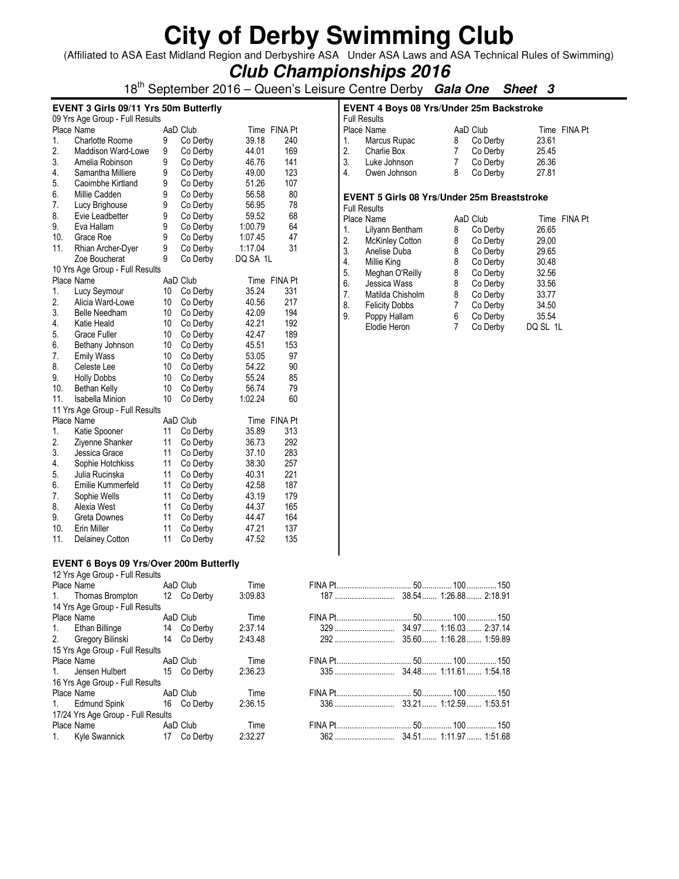# City of Derby Swimming Club

(Affiliated to ASA East Midland Region and Derbyshire ASA Under ASA Laws and ASA Technical Rules of Swimming)

## *Club Championships 2016*

18th September 2016 – Queen's Leisure Centre Derby ***Gala One Sheet 3***

### EVENT 3 Girls 09/11 Yrs 50m Butterfly

09 Yrs Age Group - Full Results

| Place | Name | AaD | Club | Time | FINA Pt |
|---|---|---|---|---|---|
| 1. | Charlotte Roome | 9 | Co Derby | 39.18 | 240 |
| 2. | Maddison Ward-Lowe | 9 | Co Derby | 44.01 | 169 |
| 3. | Amelia Robinson | 9 | Co Derby | 46.76 | 141 |
| 4. | Samantha Milliere | 9 | Co Derby | 49.00 | 123 |
| 5. | Caoimbhe Kirtland | 9 | Co Derby | 51.26 | 107 |
| 6. | Millie Cadden | 9 | Co Derby | 56.58 | 80 |
| 7. | Lucy Brighouse | 9 | Co Derby | 56.95 | 78 |
| 8. | Evie Leadbetter | 9 | Co Derby | 59.52 | 68 |
| 9. | Eva Hallam | 9 | Co Derby | 1:00.79 | 64 |
| 10. | Grace Roe | 9 | Co Derby | 1:07.45 | 47 |
| 11. | Rhian Archer-Dyer | 9 | Co Derby | 1:17.04 | 31 |
| | Zoe Boucherat | 9 | Co Derby | DQ SA 1L | |

10 Yrs Age Group - Full Results

| Place | Name | AaD | Club | Time | FINA Pt |
|---|---|---|---|---|---|
| 1. | Lucy Seymour | 10 | Co Derby | 35.24 | 331 |
| 2. | Alicia Ward-Lowe | 10 | Co Derby | 40.56 | 217 |
| 3. | Belle Needham | 10 | Co Derby | 42.09 | 194 |
| 4. | Katie Heald | 10 | Co Derby | 42.21 | 192 |
| 5. | Grace Fuller | 10 | Co Derby | 42.47 | 189 |
| 6. | Bethany Johnson | 10 | Co Derby | 45.51 | 153 |
| 7. | Emily Wass | 10 | Co Derby | 53.05 | 97 |
| 8. | Celeste Lee | 10 | Co Derby | 54.22 | 90 |
| 9. | Holly Dobbs | 10 | Co Derby | 55.24 | 85 |
| 10. | Bethan Kelly | 10 | Co Derby | 56.74 | 79 |
| 11. | Isabella Minion | 10 | Co Derby | 1:02.24 | 60 |

11 Yrs Age Group - Full Results

| Place | Name | AaD | Club | Time | FINA Pt |
|---|---|---|---|---|---|
| 1. | Katie Spooner | 11 | Co Derby | 35.89 | 313 |
| 2. | Ziyenne Shanker | 11 | Co Derby | 36.73 | 292 |
| 3. | Jessica Grace | 11 | Co Derby | 37.10 | 283 |
| 4. | Sophie Hotchkiss | 11 | Co Derby | 38.30 | 257 |
| 5. | Julia Rucinska | 11 | Co Derby | 40.31 | 221 |
| 6. | Emilie Kummerfeld | 11 | Co Derby | 42.58 | 187 |
| 7. | Sophie Wells | 11 | Co Derby | 43.19 | 179 |
| 8. | Alexia West | 11 | Co Derby | 44.37 | 165 |
| 9. | Greta Downes | 11 | Co Derby | 44.47 | 164 |
| 10. | Erin Miller | 11 | Co Derby | 47.21 | 137 |
| 11. | Delainey Cotton | 11 | Co Derby | 47.52 | 135 |

### EVENT 4 Boys 08 Yrs/Under 25m Backstroke

Full Results

| Place | Name | AaD | Club | Time | FINA Pt |
|---|---|---|---|---|---|
| 1. | Marcus Rupac | 8 | Co Derby | 23.61 | |
| 2. | Charlie Box | 7 | Co Derby | 25.45 | |
| 3. | Luke Johnson | 7 | Co Derby | 26.36 | |
| 4. | Owen Johnson | 8 | Co Derby | 27.81 | |

### EVENT 5 Girls 08 Yrs/Under 25m Breaststroke

Full Results

| Place | Name | AaD | Club | Time | FINA Pt |
|---|---|---|---|---|---|
| 1. | Lilyann Bentham | 8 | Co Derby | 26.65 | |
| 2. | McKinley Cotton | 8 | Co Derby | 29.00 | |
| 3. | Anelise Duba | 8 | Co Derby | 29.65 | |
| 4. | Millie King | 8 | Co Derby | 30.48 | |
| 5. | Meghan O'Reilly | 8 | Co Derby | 32.56 | |
| 6. | Jessica Wass | 8 | Co Derby | 33.56 | |
| 7. | Matilda Chisholm | 8 | Co Derby | 33.77 | |
| 8. | Felicity Dobbs | 7 | Co Derby | 34.50 | |
| 9. | Poppy Hallam | 6 | Co Derby | 35.54 | |
| | Elodie Heron | 7 | Co Derby | DQ SL 1L | |

### EVENT 6 Boys 09 Yrs/Over 200m Butterfly

12 Yrs Age Group - Full Results

| Place | Name | AaD | Club | Time | FINA Pt | 50 | 100 | 150 |
|---|---|---|---|---|---|---|---|---|
| 1. | Thomas Brompton | 12 | Co Derby | 3:09.83 | 187 | 38.54 | 1:26.88 | 2:18.91 |

14 Yrs Age Group - Full Results

| Place | Name | AaD | Club | Time | FINA Pt | 50 | 100 | 150 |
|---|---|---|---|---|---|---|---|---|
| 1. | Ethan Billinge | 14 | Co Derby | 2:37.14 | 329 | 34.97 | 1:16.03 | 2:37.14 |
| 2. | Gregory Bilinski | 14 | Co Derby | 2:43.48 | 292 | 35.60 | 1:16.28 | 1:59.89 |

15 Yrs Age Group - Full Results

| Place | Name | AaD | Club | Time | FINA Pt | 50 | 100 | 150 |
|---|---|---|---|---|---|---|---|---|
| 1. | Jensen Hulbert | 15 | Co Derby | 2:36.23 | 335 | 34.48 | 1:11.61 | 1:54.18 |

16 Yrs Age Group - Full Results

| Place | Name | AaD | Club | Time | FINA Pt | 50 | 100 | 150 |
|---|---|---|---|---|---|---|---|---|
| 1. | Edmund Spink | 16 | Co Derby | 2:36.15 | 336 | 33.21 | 1:12.59 | 1:53.51 |

17/24 Yrs Age Group - Full Results

| Place | Name | AaD | Club | Time | FINA Pt | 50 | 100 | 150 |
|---|---|---|---|---|---|---|---|---|
| 1. | Kyle Swannick | 17 | Co Derby | 2:32.27 | 362 | 34.51 | 1:11.97 | 1:51.68 |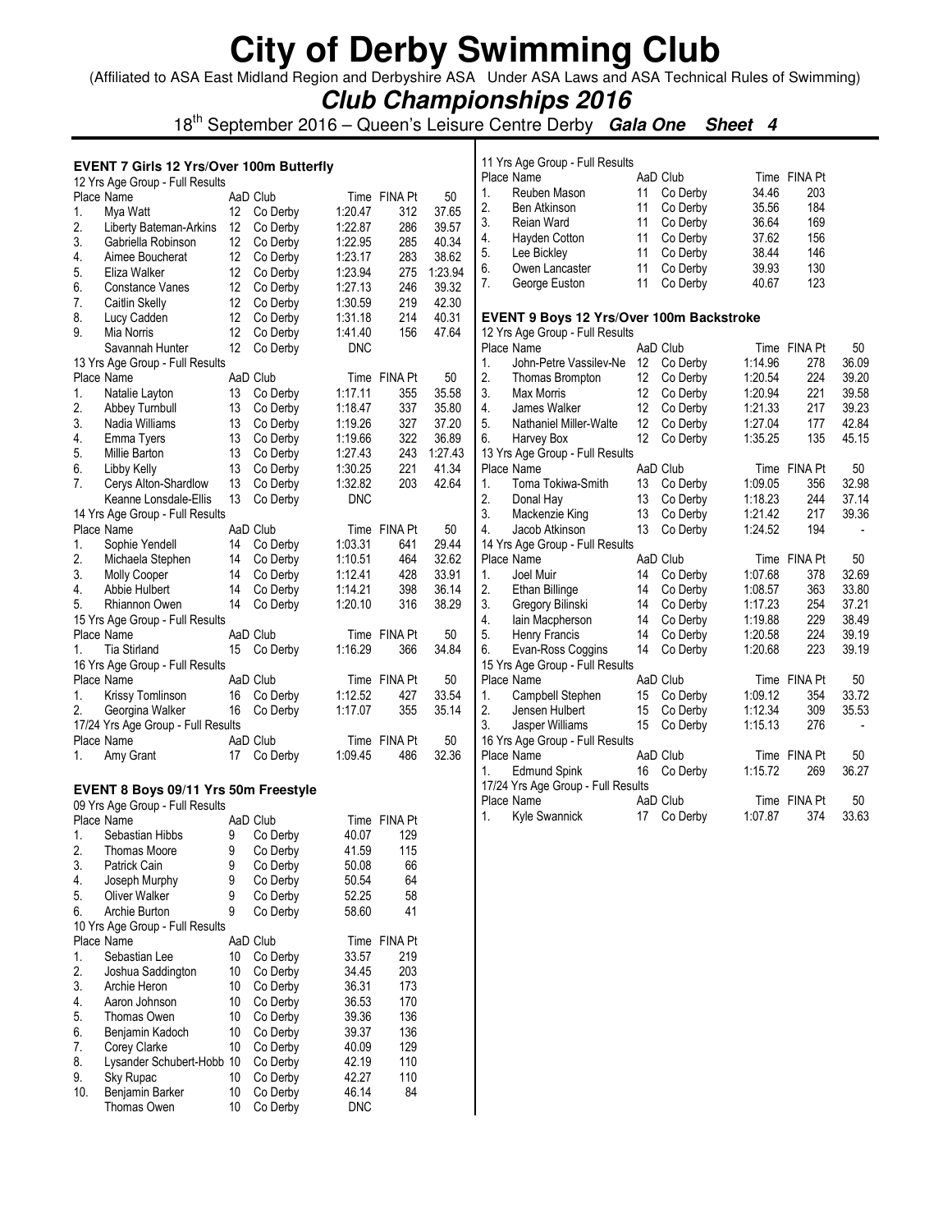# City of Derby Swimming Club

(Affiliated to ASA East Midland Region and Derbyshire ASA Under ASA Laws and ASA Technical Rules of Swimming)

## *Club Championships 2016*

18th September 2016 – Queen's Leisure Centre Derby ***Gala One Sheet 4***

### EVENT 7 Girls 12 Yrs/Over 100m Butterfly

12 Yrs Age Group - Full Results

| Place | Name | AaD | Club | Time | FINA Pt | 50 |
|---|---|---|---|---|---|---|
| 1. | Mya Watt | 12 | Co Derby | 1:20.47 | 312 | 37.65 |
| 2. | Liberty Bateman-Arkins | 12 | Co Derby | 1:22.87 | 286 | 39.57 |
| 3. | Gabriella Robinson | 12 | Co Derby | 1:22.95 | 285 | 40.34 |
| 4. | Aimee Boucherat | 12 | Co Derby | 1:23.17 | 283 | 38.62 |
| 5. | Eliza Walker | 12 | Co Derby | 1:23.94 | 275 | 1:23.94 |
| 6. | Constance Vanes | 12 | Co Derby | 1:27.13 | 246 | 39.32 |
| 7. | Caitlin Skelly | 12 | Co Derby | 1:30.59 | 219 | 42.30 |
| 8. | Lucy Cadden | 12 | Co Derby | 1:31.18 | 214 | 40.31 |
| 9. | Mia Norris | 12 | Co Derby | 1:41.40 | 156 | 47.64 |
| | Savannah Hunter | 12 | Co Derby | DNC | | |

13 Yrs Age Group - Full Results

| Place | Name | AaD | Club | Time | FINA Pt | 50 |
|---|---|---|---|---|---|---|
| 1. | Natalie Layton | 13 | Co Derby | 1:17.11 | 355 | 35.58 |
| 2. | Abbey Turnbull | 13 | Co Derby | 1:18.47 | 337 | 35.80 |
| 3. | Nadia Williams | 13 | Co Derby | 1:19.26 | 327 | 37.20 |
| 4. | Emma Tyers | 13 | Co Derby | 1:19.66 | 322 | 36.89 |
| 5. | Millie Barton | 13 | Co Derby | 1:27.43 | 243 | 1:27.43 |
| 6. | Libby Kelly | 13 | Co Derby | 1:30.25 | 221 | 41.34 |
| 7. | Cerys Alton-Shardlow | 13 | Co Derby | 1:32.82 | 203 | 42.64 |
| | Keanne Lonsdale-Ellis | 13 | Co Derby | DNC | | |

14 Yrs Age Group - Full Results

| Place | Name | AaD | Club | Time | FINA Pt | 50 |
|---|---|---|---|---|---|---|
| 1. | Sophie Yendell | 14 | Co Derby | 1:03.31 | 641 | 29.44 |
| 2. | Michaela Stephen | 14 | Co Derby | 1:10.51 | 464 | 32.62 |
| 3. | Molly Cooper | 14 | Co Derby | 1:12.41 | 428 | 33.91 |
| 4. | Abbie Hulbert | 14 | Co Derby | 1:14.21 | 398 | 36.14 |
| 5. | Rhiannon Owen | 14 | Co Derby | 1:20.10 | 316 | 38.29 |

15 Yrs Age Group - Full Results

| Place | Name | AaD | Club | Time | FINA Pt | 50 |
|---|---|---|---|---|---|---|
| 1. | Tia Stirland | 15 | Co Derby | 1:16.29 | 366 | 34.84 |

16 Yrs Age Group - Full Results

| Place | Name | AaD | Club | Time | FINA Pt | 50 |
|---|---|---|---|---|---|---|
| 1. | Krissy Tomlinson | 16 | Co Derby | 1:12.52 | 427 | 33.54 |
| 2. | Georgina Walker | 16 | Co Derby | 1:17.07 | 355 | 35.14 |

17/24 Yrs Age Group - Full Results

| Place | Name | AaD | Club | Time | FINA Pt | 50 |
|---|---|---|---|---|---|---|
| 1. | Amy Grant | 17 | Co Derby | 1:09.45 | 486 | 32.36 |

### EVENT 8 Boys 09/11 Yrs 50m Freestyle

09 Yrs Age Group - Full Results

| Place | Name | AaD | Club | Time | FINA Pt |
|---|---|---|---|---|---|
| 1. | Sebastian Hibbs | 9 | Co Derby | 40.07 | 129 |
| 2. | Thomas Moore | 9 | Co Derby | 41.59 | 115 |
| 3. | Patrick Cain | 9 | Co Derby | 50.08 | 66 |
| 4. | Joseph Murphy | 9 | Co Derby | 50.54 | 64 |
| 5. | Oliver Walker | 9 | Co Derby | 52.25 | 58 |
| 6. | Archie Burton | 9 | Co Derby | 58.60 | 41 |

10 Yrs Age Group - Full Results

| Place | Name | AaD | Club | Time | FINA Pt |
|---|---|---|---|---|---|
| 1. | Sebastian Lee | 10 | Co Derby | 33.57 | 219 |
| 2. | Joshua Saddington | 10 | Co Derby | 34.45 | 203 |
| 3. | Archie Heron | 10 | Co Derby | 36.31 | 173 |
| 4. | Aaron Johnson | 10 | Co Derby | 36.53 | 170 |
| 5. | Thomas Owen | 10 | Co Derby | 39.36 | 136 |
| 6. | Benjamin Kadoch | 10 | Co Derby | 39.37 | 136 |
| 7. | Corey Clarke | 10 | Co Derby | 40.09 | 129 |
| 8. | Lysander Schubert-Hobb | 10 | Co Derby | 42.19 | 110 |
| 9. | Sky Rupac | 10 | Co Derby | 42.27 | 110 |
| 10. | Benjamin Barker | 10 | Co Derby | 46.14 | 84 |
| | Thomas Owen | 10 | Co Derby | DNC | |

11 Yrs Age Group - Full Results

| Place | Name | AaD | Club | Time | FINA Pt |
|---|---|---|---|---|---|
| 1. | Reuben Mason | 11 | Co Derby | 34.46 | 203 |
| 2. | Ben Atkinson | 11 | Co Derby | 35.56 | 184 |
| 3. | Reian Ward | 11 | Co Derby | 36.64 | 169 |
| 4. | Hayden Cotton | 11 | Co Derby | 37.62 | 156 |
| 5. | Lee Bickley | 11 | Co Derby | 38.44 | 146 |
| 6. | Owen Lancaster | 11 | Co Derby | 39.93 | 130 |
| 7. | George Euston | 11 | Co Derby | 40.67 | 123 |

### EVENT 9 Boys 12 Yrs/Over 100m Backstroke

12 Yrs Age Group - Full Results

| Place | Name | AaD | Club | Time | FINA Pt | 50 |
|---|---|---|---|---|---|---|
| 1. | John-Petre Vassilev-Ne | 12 | Co Derby | 1:14.96 | 278 | 36.09 |
| 2. | Thomas Brompton | 12 | Co Derby | 1:20.54 | 224 | 39.20 |
| 3. | Max Morris | 12 | Co Derby | 1:20.94 | 221 | 39.58 |
| 4. | James Walker | 12 | Co Derby | 1:21.33 | 217 | 39.23 |
| 5. | Nathaniel Miller-Walte | 12 | Co Derby | 1:27.04 | 177 | 42.84 |
| 6. | Harvey Box | 12 | Co Derby | 1:35.25 | 135 | 45.15 |

13 Yrs Age Group - Full Results

| Place | Name | AaD | Club | Time | FINA Pt | 50 |
|---|---|---|---|---|---|---|
| 1. | Toma Tokiwa-Smith | 13 | Co Derby | 1:09.05 | 356 | 32.98 |
| 2. | Donal Hay | 13 | Co Derby | 1:18.23 | 244 | 37.14 |
| 3. | Mackenzie King | 13 | Co Derby | 1:21.42 | 217 | 39.36 |
| 4. | Jacob Atkinson | 13 | Co Derby | 1:24.52 | 194 | - |

14 Yrs Age Group - Full Results

| Place | Name | AaD | Club | Time | FINA Pt | 50 |
|---|---|---|---|---|---|---|
| 1. | Joel Muir | 14 | Co Derby | 1:07.68 | 378 | 32.69 |
| 2. | Ethan Billinge | 14 | Co Derby | 1:08.57 | 363 | 33.80 |
| 3. | Gregory Bilinski | 14 | Co Derby | 1:17.23 | 254 | 37.21 |
| 4. | Iain Macpherson | 14 | Co Derby | 1:19.88 | 229 | 38.49 |
| 5. | Henry Francis | 14 | Co Derby | 1:20.58 | 224 | 39.19 |
| 6. | Evan-Ross Coggins | 14 | Co Derby | 1:20.68 | 223 | 39.19 |

15 Yrs Age Group - Full Results

| Place | Name | AaD | Club | Time | FINA Pt | 50 |
|---|---|---|---|---|---|---|
| 1. | Campbell Stephen | 15 | Co Derby | 1:09.12 | 354 | 33.72 |
| 2. | Jensen Hulbert | 15 | Co Derby | 1:12.34 | 309 | 35.53 |
| 3. | Jasper Williams | 15 | Co Derby | 1:15.13 | 276 | - |

16 Yrs Age Group - Full Results

| Place | Name | AaD | Club | Time | FINA Pt | 50 |
|---|---|---|---|---|---|---|
| 1. | Edmund Spink | 16 | Co Derby | 1:15.72 | 269 | 36.27 |

17/24 Yrs Age Group - Full Results

| Place | Name | AaD | Club | Time | FINA Pt | 50 |
|---|---|---|---|---|---|---|
| 1. | Kyle Swannick | 17 | Co Derby | 1:07.87 | 374 | 33.63 |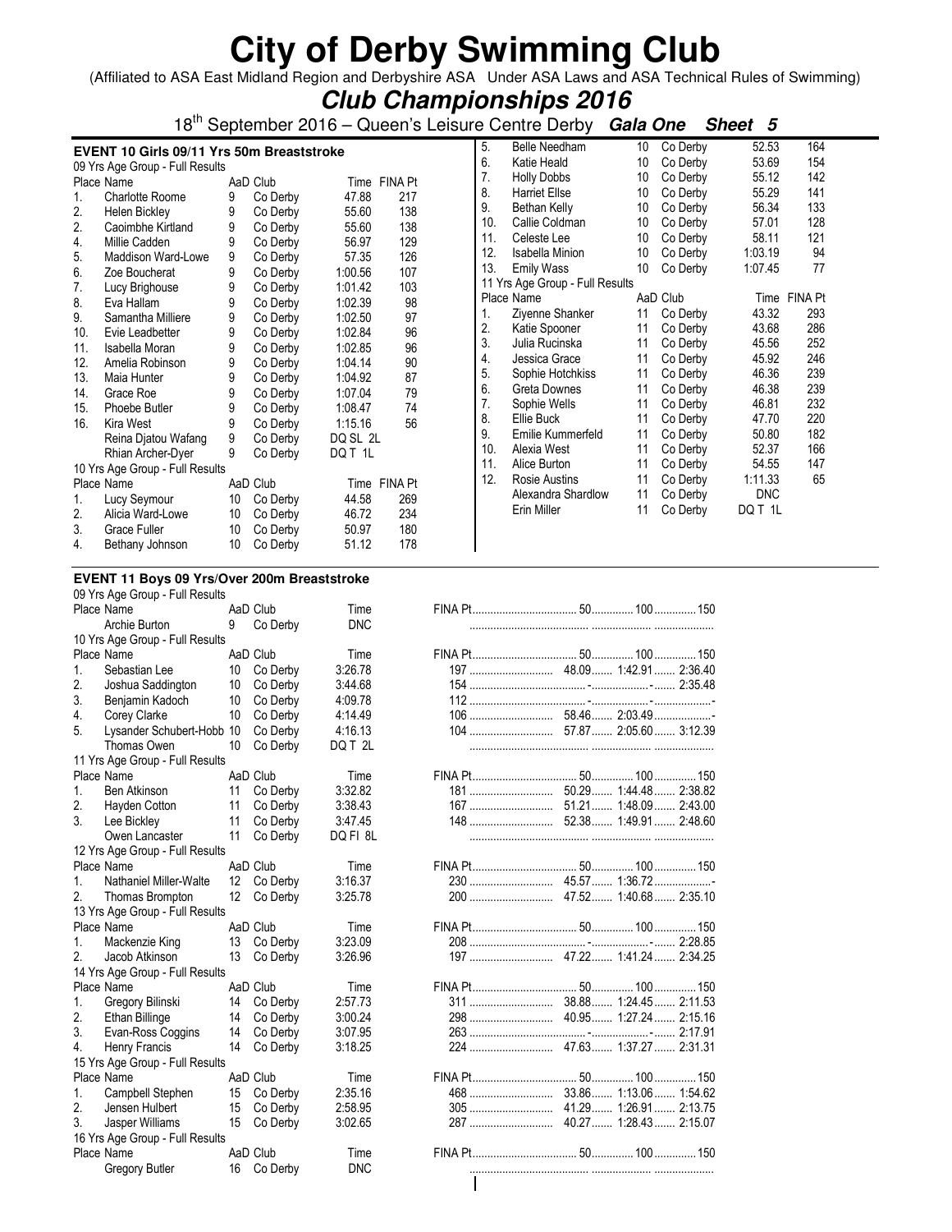# City of Derby Swimming Club

(Affiliated to ASA East Midland Region and Derbyshire ASA Under ASA Laws and ASA Technical Rules of Swimming)

## *Club Championships 2016*

18th September 2016 – Queen's Leisure Centre Derby **Gala One Sheet 5**

### EVENT 10 Girls 09/11 Yrs 50m Breaststroke

09 Yrs Age Group - Full Results

| Place | Name | AaD | Club | Time | FINA Pt |
|---|---|---|---|---|---|
| 1. | Charlotte Roome | 9 | Co Derby | 47.88 | 217 |
| 2. | Helen Bickley | 9 | Co Derby | 55.60 | 138 |
| 2. | Caoimbhe Kirtland | 9 | Co Derby | 55.60 | 138 |
| 4. | Millie Cadden | 9 | Co Derby | 56.97 | 129 |
| 5. | Maddison Ward-Lowe | 9 | Co Derby | 57.35 | 126 |
| 6. | Zoe Boucherat | 9 | Co Derby | 1:00.56 | 107 |
| 7. | Lucy Brighouse | 9 | Co Derby | 1:01.42 | 103 |
| 8. | Eva Hallam | 9 | Co Derby | 1:02.39 | 98 |
| 9. | Samantha Milliere | 9 | Co Derby | 1:02.50 | 97 |
| 10. | Evie Leadbetter | 9 | Co Derby | 1:02.84 | 96 |
| 11. | Isabella Moran | 9 | Co Derby | 1:02.85 | 96 |
| 12. | Amelia Robinson | 9 | Co Derby | 1:04.14 | 90 |
| 13. | Maia Hunter | 9 | Co Derby | 1:04.92 | 87 |
| 14. | Grace Roe | 9 | Co Derby | 1:07.04 | 79 |
| 15. | Phoebe Butler | 9 | Co Derby | 1:08.47 | 74 |
| 16. | Kira West | 9 | Co Derby | 1:15.16 | 56 |
| | Reina Djatou Wafang | 9 | Co Derby | DQ SL 2L | |
| | Rhian Archer-Dyer | 9 | Co Derby | DQ T 1L | |

10 Yrs Age Group - Full Results

| Place | Name | AaD | Club | Time | FINA Pt |
|---|---|---|---|---|---|
| 1. | Lucy Seymour | 10 | Co Derby | 44.58 | 269 |
| 2. | Alicia Ward-Lowe | 10 | Co Derby | 46.72 | 234 |
| 3. | Grace Fuller | 10 | Co Derby | 50.97 | 180 |
| 4. | Bethany Johnson | 10 | Co Derby | 51.12 | 178 |
| 5. | Belle Needham | 10 | Co Derby | 52.53 | 164 |
| 6. | Katie Heald | 10 | Co Derby | 53.69 | 154 |
| 7. | Holly Dobbs | 10 | Co Derby | 55.12 | 142 |
| 8. | Harriet Ellse | 10 | Co Derby | 55.29 | 141 |
| 9. | Bethan Kelly | 10 | Co Derby | 56.34 | 133 |
| 10. | Callie Coldman | 10 | Co Derby | 57.01 | 128 |
| 11. | Celeste Lee | 10 | Co Derby | 58.11 | 121 |
| 12. | Isabella Minion | 10 | Co Derby | 1:03.19 | 94 |
| 13. | Emily Wass | 10 | Co Derby | 1:07.45 | 77 |

11 Yrs Age Group - Full Results

| Place | Name | AaD | Club | Time | FINA Pt |
|---|---|---|---|---|---|
| 1. | Ziyenne Shanker | 11 | Co Derby | 43.32 | 293 |
| 2. | Katie Spooner | 11 | Co Derby | 43.68 | 286 |
| 3. | Julia Rucinska | 11 | Co Derby | 45.56 | 252 |
| 4. | Jessica Grace | 11 | Co Derby | 45.92 | 246 |
| 5. | Sophie Hotchkiss | 11 | Co Derby | 46.36 | 239 |
| 6. | Greta Downes | 11 | Co Derby | 46.38 | 239 |
| 7. | Sophie Wells | 11 | Co Derby | 46.81 | 232 |
| 8. | Ellie Buck | 11 | Co Derby | 47.70 | 220 |
| 9. | Emilie Kummerfeld | 11 | Co Derby | 50.80 | 182 |
| 10. | Alexia West | 11 | Co Derby | 52.37 | 166 |
| 11. | Alice Burton | 11 | Co Derby | 54.55 | 147 |
| 12. | Rosie Austins | 11 | Co Derby | 1:11.33 | 65 |
| | Alexandra Shardlow | 11 | Co Derby | DNC | |
| | Erin Miller | 11 | Co Derby | DQ T 1L | |

### EVENT 11 Boys 09 Yrs/Over 200m Breaststroke

09 Yrs Age Group - Full Results

| Place | Name | AaD | Club | Time | FINA Pt | 50 | 100 | 150 |
|---|---|---|---|---|---|---|---|---|
| | Archie Burton | 9 | Co Derby | DNC | | | | |

10 Yrs Age Group - Full Results

| Place | Name | AaD | Club | Time | FINA Pt | 50 | 100 | 150 |
|---|---|---|---|---|---|---|---|---|
| 1. | Sebastian Lee | 10 | Co Derby | 3:26.78 | 197 | 48.09 | 1:42.91 | 2:36.40 |
| 2. | Joshua Saddington | 10 | Co Derby | 3:44.68 | 154 | - | - | 2:35.48 |
| 3. | Benjamin Kadoch | 10 | Co Derby | 4:09.78 | 112 | - | - | - |
| 4. | Corey Clarke | 10 | Co Derby | 4:14.49 | 106 | 58.46 | 2:03.49 | - |
| 5. | Lysander Schubert-Hobb | 10 | Co Derby | 4:16.13 | 104 | 57.87 | 2:05.60 | 3:12.39 |
| | Thomas Owen | 10 | Co Derby | DQ T 2L | | | | |

11 Yrs Age Group - Full Results

| Place | Name | AaD | Club | Time | FINA Pt | 50 | 100 | 150 |
|---|---|---|---|---|---|---|---|---|
| 1. | Ben Atkinson | 11 | Co Derby | 3:32.82 | 181 | 50.29 | 1:44.48 | 2:38.82 |
| 2. | Hayden Cotton | 11 | Co Derby | 3:38.43 | 167 | 51.21 | 1:48.09 | 2:43.00 |
| 3. | Lee Bickley | 11 | Co Derby | 3:47.45 | 148 | 52.38 | 1:49.91 | 2:48.60 |
| | Owen Lancaster | 11 | Co Derby | DQ FI 8L | | | | |

12 Yrs Age Group - Full Results

| Place | Name | AaD | Club | Time | FINA Pt | 50 | 100 | 150 |
|---|---|---|---|---|---|---|---|---|
| 1. | Nathaniel Miller-Walte | 12 | Co Derby | 3:16.37 | 230 | 45.57 | 1:36.72 | - |
| 2. | Thomas Brompton | 12 | Co Derby | 3:25.78 | 200 | 47.52 | 1:40.68 | 2:35.10 |

13 Yrs Age Group - Full Results

| Place | Name | AaD | Club | Time | FINA Pt | 50 | 100 | 150 |
|---|---|---|---|---|---|---|---|---|
| 1. | Mackenzie King | 13 | Co Derby | 3:23.09 | 208 | - | - | 2:28.85 |
| 2. | Jacob Atkinson | 13 | Co Derby | 3:26.96 | 197 | 47.22 | 1:41.24 | 2:34.25 |

14 Yrs Age Group - Full Results

| Place | Name | AaD | Club | Time | FINA Pt | 50 | 100 | 150 |
|---|---|---|---|---|---|---|---|---|
| 1. | Gregory Bilinski | 14 | Co Derby | 2:57.73 | 311 | 38.88 | 1:24.45 | 2:11.53 |
| 2. | Ethan Billinge | 14 | Co Derby | 3:00.24 | 298 | 40.95 | 1:27.24 | 2:15.16 |
| 3. | Evan-Ross Coggins | 14 | Co Derby | 3:07.95 | 263 | - | - | 2:17.91 |
| 4. | Henry Francis | 14 | Co Derby | 3:18.25 | 224 | 47.63 | 1:37.27 | 2:31.31 |

15 Yrs Age Group - Full Results

| Place | Name | AaD | Club | Time | FINA Pt | 50 | 100 | 150 |
|---|---|---|---|---|---|---|---|---|
| 1. | Campbell Stephen | 15 | Co Derby | 2:35.16 | 468 | 33.86 | 1:13.06 | 1:54.62 |
| 2. | Jensen Hulbert | 15 | Co Derby | 2:58.95 | 305 | 41.29 | 1:26.91 | 2:13.75 |
| 3. | Jasper Williams | 15 | Co Derby | 3:02.65 | 287 | 40.27 | 1:28.43 | 2:15.07 |

16 Yrs Age Group - Full Results

| Place | Name | AaD | Club | Time | FINA Pt | 50 | 100 | 150 |
|---|---|---|---|---|---|---|---|---|
| | Gregory Butler | 16 | Co Derby | DNC | | | | |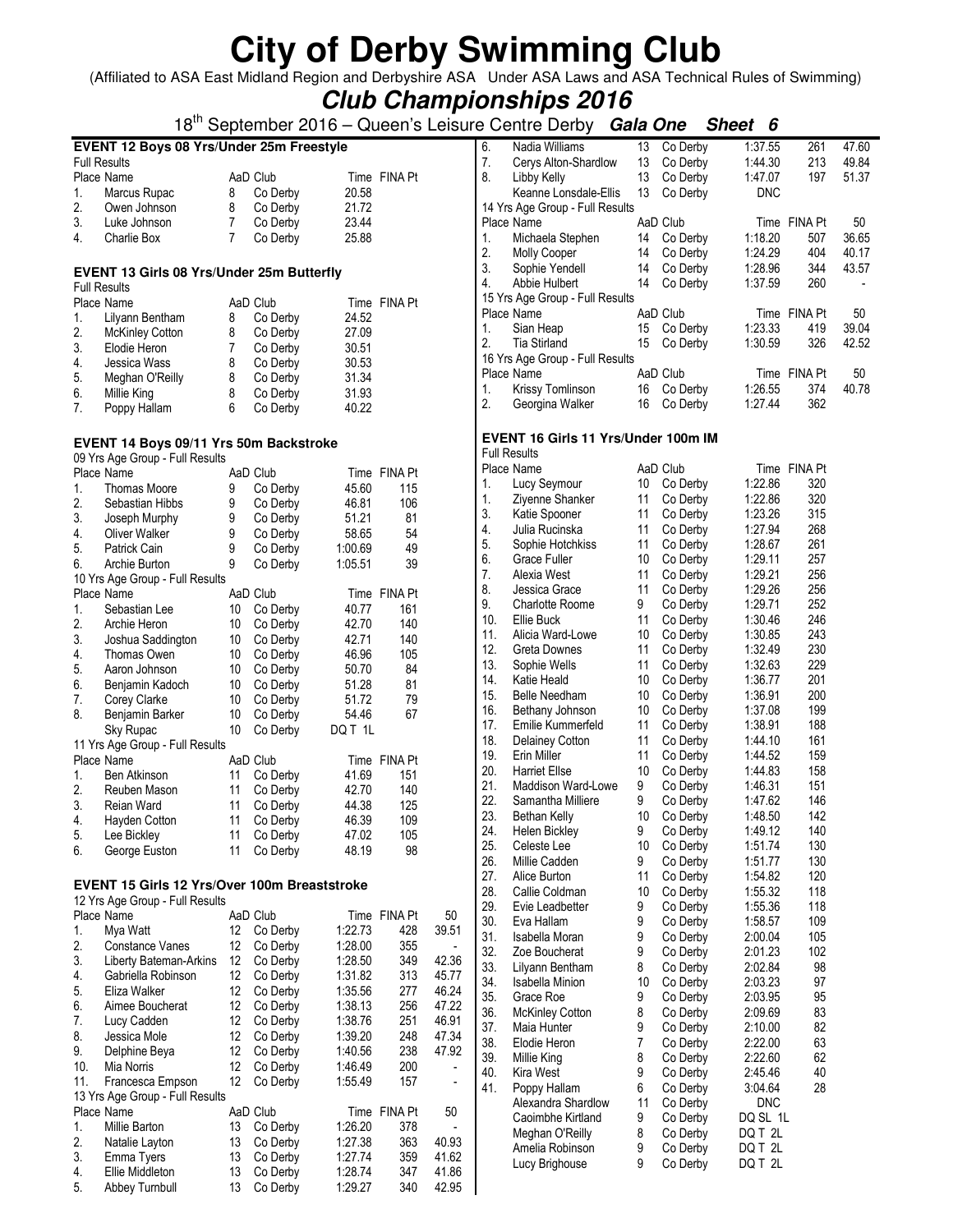# City of Derby Swimming Club

(Affiliated to ASA East Midland Region and Derbyshire ASA Under ASA Laws and ASA Technical Rules of Swimming)

## *Club Championships 2016*

18th September 2016 – Queen's Leisure Centre Derby ***Gala One Sheet 6***

### EVENT 12 Boys 08 Yrs/Under 25m Freestyle

Full Results

| Place | Name | AaD | Club | Time | FINA Pt |
|---|---|---|---|---|---|
| 1. | Marcus Rupac | 8 | Co Derby | 20.58 | |
| 2. | Owen Johnson | 8 | Co Derby | 21.72 | |
| 3. | Luke Johnson | 7 | Co Derby | 23.44 | |
| 4. | Charlie Box | 7 | Co Derby | 25.88 | |

### EVENT 13 Girls 08 Yrs/Under 25m Butterfly

Full Results

| Place | Name | AaD | Club | Time | FINA Pt |
|---|---|---|---|---|---|
| 1. | Lilyann Bentham | 8 | Co Derby | 24.52 | |
| 2. | McKinley Cotton | 8 | Co Derby | 27.09 | |
| 3. | Elodie Heron | 7 | Co Derby | 30.51 | |
| 4. | Jessica Wass | 8 | Co Derby | 30.53 | |
| 5. | Meghan O'Reilly | 8 | Co Derby | 31.34 | |
| 6. | Millie King | 8 | Co Derby | 31.93 | |
| 7. | Poppy Hallam | 6 | Co Derby | 40.22 | |

### EVENT 14 Boys 09/11 Yrs 50m Backstroke

09 Yrs Age Group - Full Results

| Place | Name | AaD | Club | Time | FINA Pt |
|---|---|---|---|---|---|
| 1. | Thomas Moore | 9 | Co Derby | 45.60 | 115 |
| 2. | Sebastian Hibbs | 9 | Co Derby | 46.81 | 106 |
| 3. | Joseph Murphy | 9 | Co Derby | 51.21 | 81 |
| 4. | Oliver Walker | 9 | Co Derby | 58.65 | 54 |
| 5. | Patrick Cain | 9 | Co Derby | 1:00.69 | 49 |
| 6. | Archie Burton | 9 | Co Derby | 1:05.51 | 39 |

10 Yrs Age Group - Full Results

| Place | Name | AaD | Club | Time | FINA Pt |
|---|---|---|---|---|---|
| 1. | Sebastian Lee | 10 | Co Derby | 40.77 | 161 |
| 2. | Archie Heron | 10 | Co Derby | 42.70 | 140 |
| 3. | Joshua Saddington | 10 | Co Derby | 42.71 | 140 |
| 4. | Thomas Owen | 10 | Co Derby | 46.96 | 105 |
| 5. | Aaron Johnson | 10 | Co Derby | 50.70 | 84 |
| 6. | Benjamin Kadoch | 10 | Co Derby | 51.28 | 81 |
| 7. | Corey Clarke | 10 | Co Derby | 51.72 | 79 |
| 8. | Benjamin Barker | 10 | Co Derby | 54.46 | 67 |
| | Sky Rupac | 10 | Co Derby | DQ T 1L | |

11 Yrs Age Group - Full Results

| Place | Name | AaD | Club | Time | FINA Pt |
|---|---|---|---|---|---|
| 1. | Ben Atkinson | 11 | Co Derby | 41.69 | 151 |
| 2. | Reuben Mason | 11 | Co Derby | 42.70 | 140 |
| 3. | Reian Ward | 11 | Co Derby | 44.38 | 125 |
| 4. | Hayden Cotton | 11 | Co Derby | 46.39 | 109 |
| 5. | Lee Bickley | 11 | Co Derby | 47.02 | 105 |
| 6. | George Euston | 11 | Co Derby | 48.19 | 98 |

### EVENT 15 Girls 12 Yrs/Over 100m Breaststroke

12 Yrs Age Group - Full Results

| Place | Name | AaD | Club | Time | FINA Pt | 50 |
|---|---|---|---|---|---|---|
| 1. | Mya Watt | 12 | Co Derby | 1:22.73 | 428 | 39.51 |
| 2. | Constance Vanes | 12 | Co Derby | 1:28.00 | 355 | - |
| 3. | Liberty Bateman-Arkins | 12 | Co Derby | 1:28.50 | 349 | 42.36 |
| 4. | Gabriella Robinson | 12 | Co Derby | 1:31.82 | 313 | 45.77 |
| 5. | Eliza Walker | 12 | Co Derby | 1:35.56 | 277 | 46.24 |
| 6. | Aimee Boucherat | 12 | Co Derby | 1:38.13 | 256 | 47.22 |
| 7. | Lucy Cadden | 12 | Co Derby | 1:38.76 | 251 | 46.91 |
| 8. | Jessica Mole | 12 | Co Derby | 1:39.20 | 248 | 47.34 |
| 9. | Delphine Beya | 12 | Co Derby | 1:40.56 | 238 | 47.92 |
| 10. | Mia Norris | 12 | Co Derby | 1:46.49 | 200 | - |
| 11. | Francesca Empson | 12 | Co Derby | 1:55.49 | 157 | - |

13 Yrs Age Group - Full Results

| Place | Name | AaD | Club | Time | FINA Pt | 50 |
|---|---|---|---|---|---|---|
| 1. | Millie Barton | 13 | Co Derby | 1:26.20 | 378 | - |
| 2. | Natalie Layton | 13 | Co Derby | 1:27.38 | 363 | 40.93 |
| 3. | Emma Tyers | 13 | Co Derby | 1:27.74 | 359 | 41.62 |
| 4. | Ellie Middleton | 13 | Co Derby | 1:28.74 | 347 | 41.86 |
| 5. | Abbey Turnbull | 13 | Co Derby | 1:29.27 | 340 | 42.95 |
| 6. | Nadia Williams | 13 | Co Derby | 1:37.55 | 261 | 47.60 |
| 7. | Cerys Alton-Shardlow | 13 | Co Derby | 1:44.30 | 213 | 49.84 |
| 8. | Libby Kelly | 13 | Co Derby | 1:47.07 | 197 | 51.37 |
| | Keanne Lonsdale-Ellis | 13 | Co Derby | DNC | | |

14 Yrs Age Group - Full Results

| Place | Name | AaD | Club | Time | FINA Pt | 50 |
|---|---|---|---|---|---|---|
| 1. | Michaela Stephen | 14 | Co Derby | 1:18.20 | 507 | 36.65 |
| 2. | Molly Cooper | 14 | Co Derby | 1:24.29 | 404 | 40.17 |
| 3. | Sophie Yendell | 14 | Co Derby | 1:28.96 | 344 | 43.57 |
| 4. | Abbie Hulbert | 14 | Co Derby | 1:37.59 | 260 | - |

15 Yrs Age Group - Full Results

| Place | Name | AaD | Club | Time | FINA Pt | 50 |
|---|---|---|---|---|---|---|
| 1. | Sian Heap | 15 | Co Derby | 1:23.33 | 419 | 39.04 |
| 2. | Tia Stirland | 15 | Co Derby | 1:30.59 | 326 | 42.52 |

16 Yrs Age Group - Full Results

| Place | Name | AaD | Club | Time | FINA Pt | 50 |
|---|---|---|---|---|---|---|
| 1. | Krissy Tomlinson | 16 | Co Derby | 1:26.55 | 374 | 40.78 |
| 2. | Georgina Walker | 16 | Co Derby | 1:27.44 | 362 | |

### EVENT 16 Girls 11 Yrs/Under 100m IM

Full Results

| Place | Name | AaD | Club | Time | FINA Pt |
|---|---|---|---|---|---|
| 1. | Lucy Seymour | 10 | Co Derby | 1:22.86 | 320 |
| 1. | Ziyenne Shanker | 11 | Co Derby | 1:22.86 | 320 |
| 3. | Katie Spooner | 11 | Co Derby | 1:23.26 | 315 |
| 4. | Julia Rucinska | 11 | Co Derby | 1:27.94 | 268 |
| 5. | Sophie Hotchkiss | 11 | Co Derby | 1:28.67 | 261 |
| 6. | Grace Fuller | 10 | Co Derby | 1:29.11 | 257 |
| 7. | Alexia West | 11 | Co Derby | 1:29.21 | 256 |
| 8. | Jessica Grace | 11 | Co Derby | 1:29.26 | 256 |
| 9. | Charlotte Roome | 9 | Co Derby | 1:29.71 | 252 |
| 10. | Ellie Buck | 11 | Co Derby | 1:30.46 | 246 |
| 11. | Alicia Ward-Lowe | 10 | Co Derby | 1:30.85 | 243 |
| 12. | Greta Downes | 11 | Co Derby | 1:32.49 | 230 |
| 13. | Sophie Wells | 11 | Co Derby | 1:32.63 | 229 |
| 14. | Katie Heald | 10 | Co Derby | 1:36.77 | 201 |
| 15. | Belle Needham | 10 | Co Derby | 1:36.91 | 200 |
| 16. | Bethany Johnson | 10 | Co Derby | 1:37.08 | 199 |
| 17. | Emilie Kummerfeld | 11 | Co Derby | 1:38.91 | 188 |
| 18. | Delainey Cotton | 11 | Co Derby | 1:44.10 | 161 |
| 19. | Erin Miller | 11 | Co Derby | 1:44.52 | 159 |
| 20. | Harriet Ellse | 10 | Co Derby | 1:44.83 | 158 |
| 21. | Maddison Ward-Lowe | 9 | Co Derby | 1:46.31 | 151 |
| 22. | Samantha Milliere | 9 | Co Derby | 1:47.62 | 146 |
| 23. | Bethan Kelly | 10 | Co Derby | 1:48.50 | 142 |
| 24. | Helen Bickley | 9 | Co Derby | 1:49.12 | 140 |
| 25. | Celeste Lee | 10 | Co Derby | 1:51.74 | 130 |
| 26. | Millie Cadden | 9 | Co Derby | 1:51.77 | 130 |
| 27. | Alice Burton | 11 | Co Derby | 1:54.82 | 120 |
| 28. | Callie Coldman | 10 | Co Derby | 1:55.32 | 118 |
| 29. | Evie Leadbetter | 9 | Co Derby | 1:55.36 | 118 |
| 30. | Eva Hallam | 9 | Co Derby | 1:58.57 | 109 |
| 31. | Isabella Moran | 9 | Co Derby | 2:00.04 | 105 |
| 32. | Zoe Boucherat | 9 | Co Derby | 2:01.23 | 102 |
| 33. | Lilyann Bentham | 8 | Co Derby | 2:02.84 | 98 |
| 34. | Isabella Minion | 10 | Co Derby | 2:03.23 | 97 |
| 35. | Grace Roe | 9 | Co Derby | 2:03.95 | 95 |
| 36. | McKinley Cotton | 8 | Co Derby | 2:09.69 | 83 |
| 37. | Maia Hunter | 9 | Co Derby | 2:10.00 | 82 |
| 38. | Elodie Heron | 7 | Co Derby | 2:22.00 | 63 |
| 39. | Millie King | 8 | Co Derby | 2:22.60 | 62 |
| 40. | Kira West | 9 | Co Derby | 2:45.46 | 40 |
| 41. | Poppy Hallam | 6 | Co Derby | 3:04.64 | 28 |
| | Alexandra Shardlow | 11 | Co Derby | DNC | |
| | Caoimbhe Kirtland | 9 | Co Derby | DQ SL 1L | |
| | Meghan O'Reilly | 8 | Co Derby | DQ T 2L | |
| | Amelia Robinson | 9 | Co Derby | DQ T 2L | |
| | Lucy Brighouse | 9 | Co Derby | DQ T 2L | |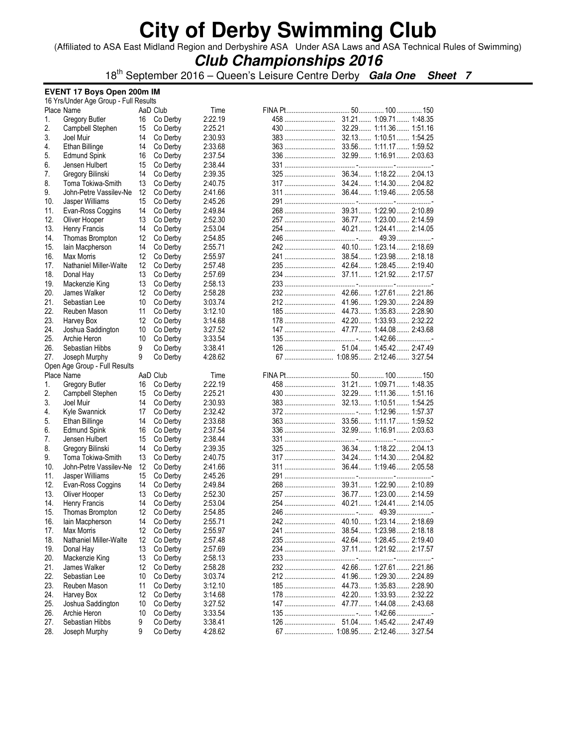# City of Derby Swimming Club

(Affiliated to ASA East Midland Region and Derbyshire ASA Under ASA Laws and ASA Technical Rules of Swimming)

## *Club Championships 2016*

18th September 2016 – Queen's Leisure Centre Derby ***Gala One Sheet 7***

### EVENT 17 Boys Open 200m IM

16 Yrs/Under Age Group - Full Results

| Place | Name | AaD | Club | Time | FINA Pt | 50 | 100 | 150 |
|---|---|---|---|---|---|---|---|---|
| 1. | Gregory Butler | 16 | Co Derby | 2:22.19 | 458 | 31.21 | 1:09.71 | 1:48.35 |
| 2. | Campbell Stephen | 15 | Co Derby | 2:25.21 | 430 | 32.29 | 1:11.36 | 1:51.16 |
| 3. | Joel Muir | 14 | Co Derby | 2:30.93 | 383 | 32.13 | 1:10.51 | 1:54.25 |
| 4. | Ethan Billinge | 14 | Co Derby | 2:33.68 | 363 | 33.56 | 1:11.17 | 1:59.52 |
| 5. | Edmund Spink | 16 | Co Derby | 2:37.54 | 336 | 32.99 | 1:16.91 | 2:03.63 |
| 6. | Jensen Hulbert | 15 | Co Derby | 2:38.44 | 331 | - | - | - |
| 7. | Gregory Bilinski | 14 | Co Derby | 2:39.35 | 325 | 36.34 | 1:18.22 | 2:04.13 |
| 8. | Toma Tokiwa-Smith | 13 | Co Derby | 2:40.75 | 317 | 34.24 | 1:14.30 | 2:04.82 |
| 9. | John-Petre Vassilev-Ne | 12 | Co Derby | 2:41.66 | 311 | 36.44 | 1:19.46 | 2:05.58 |
| 10. | Jasper Williams | 15 | Co Derby | 2:45.26 | 291 | - | - | - |
| 11. | Evan-Ross Coggins | 14 | Co Derby | 2:49.84 | 268 | 39.31 | 1:22.90 | 2:10.89 |
| 12. | Oliver Hooper | 13 | Co Derby | 2:52.30 | 257 | 36.77 | 1:23.00 | 2:14.59 |
| 13. | Henry Francis | 14 | Co Derby | 2:53.04 | 254 | 40.21 | 1:24.41 | 2:14.05 |
| 14. | Thomas Brompton | 12 | Co Derby | 2:54.85 | 246 | - | 49.39 | - |
| 15. | Iain Macpherson | 14 | Co Derby | 2:55.71 | 242 | 40.10 | 1:23.14 | 2:18.69 |
| 16. | Max Morris | 12 | Co Derby | 2:55.97 | 241 | 38.54 | 1:23.98 | 2:18.18 |
| 17. | Nathaniel Miller-Walte | 12 | Co Derby | 2:57.48 | 235 | 42.64 | 1:28.45 | 2:19.40 |
| 18. | Donal Hay | 13 | Co Derby | 2:57.69 | 234 | 37.11 | 1:21.92 | 2:17.57 |
| 19. | Mackenzie King | 13 | Co Derby | 2:58.13 | 233 | - | - | - |
| 20. | James Walker | 12 | Co Derby | 2:58.28 | 232 | 42.66 | 1:27.61 | 2:21.86 |
| 21. | Sebastian Lee | 10 | Co Derby | 3:03.74 | 212 | 41.96 | 1:29.30 | 2:24.89 |
| 22. | Reuben Mason | 11 | Co Derby | 3:12.10 | 185 | 44.73 | 1:35.83 | 2:28.90 |
| 23. | Harvey Box | 12 | Co Derby | 3:14.68 | 178 | 42.20 | 1:33.93 | 2:32.22 |
| 24. | Joshua Saddington | 10 | Co Derby | 3:27.52 | 147 | 47.77 | 1:44.08 | 2:43.68 |
| 25. | Archie Heron | 10 | Co Derby | 3:33.54 | 135 | - | 1:42.66 | - |
| 26. | Sebastian Hibbs | 9 | Co Derby | 3:38.41 | 126 | 51.04 | 1:45.42 | 2:47.49 |
| 27. | Joseph Murphy | 9 | Co Derby | 4:28.62 | 67 | 1:08.95 | 2:12.46 | 3:27.54 |

Open Age Group - Full Results

| Place | Name | AaD | Club | Time | FINA Pt | 50 | 100 | 150 |
|---|---|---|---|---|---|---|---|---|
| 1. | Gregory Butler | 16 | Co Derby | 2:22.19 | 458 | 31.21 | 1:09.71 | 1:48.35 |
| 2. | Campbell Stephen | 15 | Co Derby | 2:25.21 | 430 | 32.29 | 1:11.36 | 1:51.16 |
| 3. | Joel Muir | 14 | Co Derby | 2:30.93 | 383 | 32.13 | 1:10.51 | 1:54.25 |
| 4. | Kyle Swannick | 17 | Co Derby | 2:32.42 | 372 | - | 1:12.96 | 1:57.37 |
| 5. | Ethan Billinge | 14 | Co Derby | 2:33.68 | 363 | 33.56 | 1:11.17 | 1:59.52 |
| 6. | Edmund Spink | 16 | Co Derby | 2:37.54 | 336 | 32.99 | 1:16.91 | 2:03.63 |
| 7. | Jensen Hulbert | 15 | Co Derby | 2:38.44 | 331 | - | - | - |
| 8. | Gregory Bilinski | 14 | Co Derby | 2:39.35 | 325 | 36.34 | 1:18.22 | 2:04.13 |
| 9. | Toma Tokiwa-Smith | 13 | Co Derby | 2:40.75 | 317 | 34.24 | 1:14.30 | 2:04.82 |
| 10. | John-Petre Vassilev-Ne | 12 | Co Derby | 2:41.66 | 311 | 36.44 | 1:19.46 | 2:05.58 |
| 11. | Jasper Williams | 15 | Co Derby | 2:45.26 | 291 | - | - | - |
| 12. | Evan-Ross Coggins | 14 | Co Derby | 2:49.84 | 268 | 39.31 | 1:22.90 | 2:10.89 |
| 13. | Oliver Hooper | 13 | Co Derby | 2:52.30 | 257 | 36.77 | 1:23.00 | 2:14.59 |
| 14. | Henry Francis | 14 | Co Derby | 2:53.04 | 254 | 40.21 | 1:24.41 | 2:14.05 |
| 15. | Thomas Brompton | 12 | Co Derby | 2:54.85 | 246 | - | 49.39 | - |
| 16. | Iain Macpherson | 14 | Co Derby | 2:55.71 | 242 | 40.10 | 1:23.14 | 2:18.69 |
| 17. | Max Morris | 12 | Co Derby | 2:55.97 | 241 | 38.54 | 1:23.98 | 2:18.18 |
| 18. | Nathaniel Miller-Walte | 12 | Co Derby | 2:57.48 | 235 | 42.64 | 1:28.45 | 2:19.40 |
| 19. | Donal Hay | 13 | Co Derby | 2:57.69 | 234 | 37.11 | 1:21.92 | 2:17.57 |
| 20. | Mackenzie King | 13 | Co Derby | 2:58.13 | 233 | - | - | - |
| 21. | James Walker | 12 | Co Derby | 2:58.28 | 232 | 42.66 | 1:27.61 | 2:21.86 |
| 22. | Sebastian Lee | 10 | Co Derby | 3:03.74 | 212 | 41.96 | 1:29.30 | 2:24.89 |
| 23. | Reuben Mason | 11 | Co Derby | 3:12.10 | 185 | 44.73 | 1:35.83 | 2:28.90 |
| 24. | Harvey Box | 12 | Co Derby | 3:14.68 | 178 | 42.20 | 1:33.93 | 2:32.22 |
| 25. | Joshua Saddington | 10 | Co Derby | 3:27.52 | 147 | 47.77 | 1:44.08 | 2:43.68 |
| 26. | Archie Heron | 10 | Co Derby | 3:33.54 | 135 | - | 1:42.66 | - |
| 27. | Sebastian Hibbs | 9 | Co Derby | 3:38.41 | 126 | 51.04 | 1:45.42 | 2:47.49 |
| 28. | Joseph Murphy | 9 | Co Derby | 4:28.62 | 67 | 1:08.95 | 2:12.46 | 3:27.54 |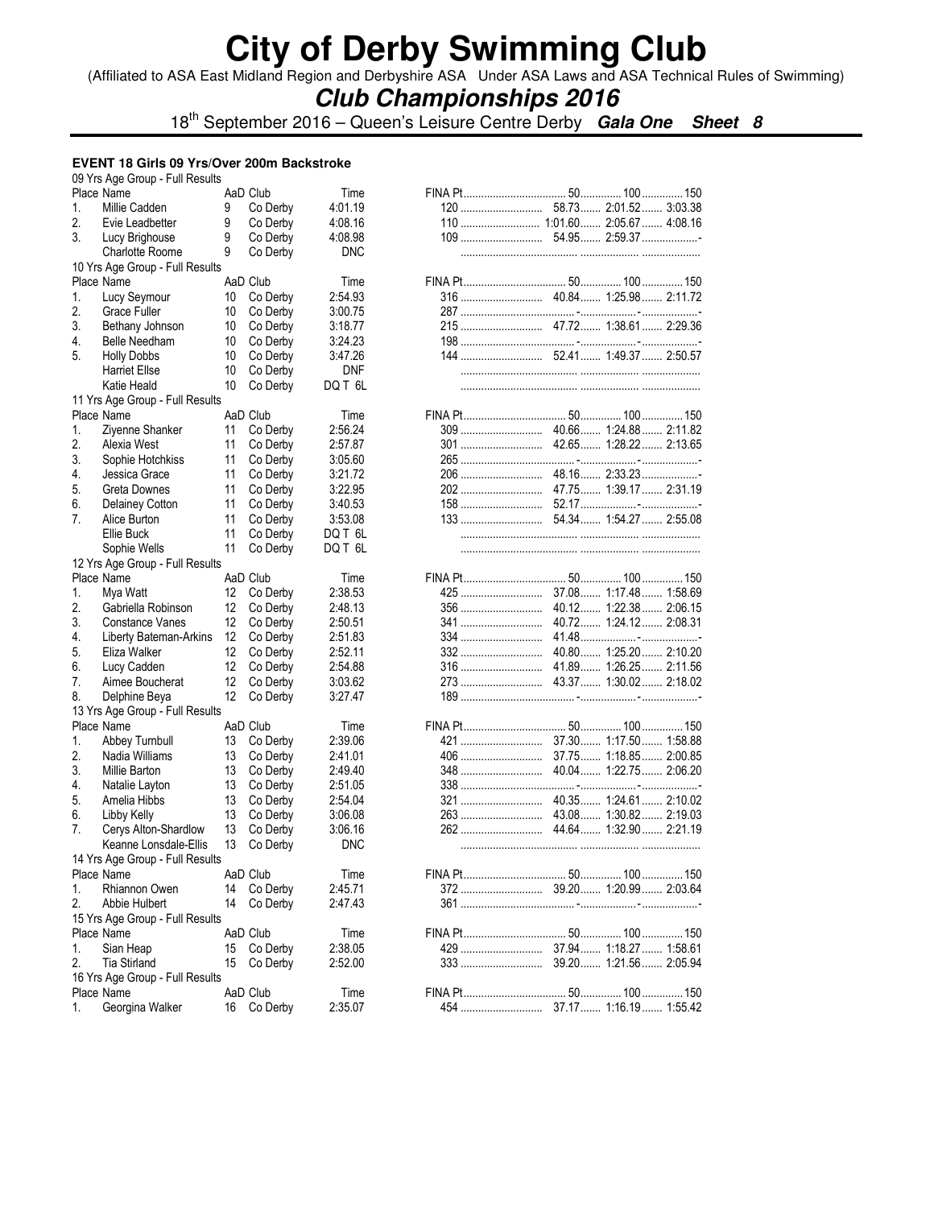# City of Derby Swimming Club

(Affiliated to ASA East Midland Region and Derbyshire ASA Under ASA Laws and ASA Technical Rules of Swimming)

## *Club Championships 2016*

18th September 2016 – Queen's Leisure Centre Derby ***Gala One Sheet 8***

### EVENT 18 Girls 09 Yrs/Over 200m Backstroke

09 Yrs Age Group - Full Results

| Place | Name | AaD | Club | Time | FINA Pt | 50 | 100 | 150 |
|---|---|---|---|---|---|---|---|---|
| 1. | Millie Cadden | 9 | Co Derby | 4:01.19 | 120 | 58.73 | 2:01.52 | 3:03.38 |
| 2. | Evie Leadbetter | 9 | Co Derby | 4:08.16 | 110 | 1:01.60 | 2:05.67 | 4:08.16 |
| 3. | Lucy Brighouse | 9 | Co Derby | 4:08.98 | 109 | 54.95 | 2:59.37 | - |
| | Charlotte Roome | 9 | Co Derby | DNC | | | | |

10 Yrs Age Group - Full Results

| Place | Name | AaD | Club | Time | FINA Pt | 50 | 100 | 150 |
|---|---|---|---|---|---|---|---|---|
| 1. | Lucy Seymour | 10 | Co Derby | 2:54.93 | 316 | 40.84 | 1:25.98 | 2:11.72 |
| 2. | Grace Fuller | 10 | Co Derby | 3:00.75 | 287 | - | - | - |
| 3. | Bethany Johnson | 10 | Co Derby | 3:18.77 | 215 | 47.72 | 1:38.61 | 2:29.36 |
| 4. | Belle Needham | 10 | Co Derby | 3:24.23 | 198 | - | - | - |
| 5. | Holly Dobbs | 10 | Co Derby | 3:47.26 | 144 | 52.41 | 1:49.37 | 2:50.57 |
| | Harriet Ellse | 10 | Co Derby | DNF | | | | |
| | Katie Heald | 10 | Co Derby | DQ T 6L | | | | |

11 Yrs Age Group - Full Results

| Place | Name | AaD | Club | Time | FINA Pt | 50 | 100 | 150 |
|---|---|---|---|---|---|---|---|---|
| 1. | Ziyenne Shanker | 11 | Co Derby | 2:56.24 | 309 | 40.66 | 1:24.88 | 2:11.82 |
| 2. | Alexia West | 11 | Co Derby | 2:57.87 | 301 | 42.65 | 1:28.22 | 2:13.65 |
| 3. | Sophie Hotchkiss | 11 | Co Derby | 3:05.60 | 265 | - | - | - |
| 4. | Jessica Grace | 11 | Co Derby | 3:21.72 | 206 | 48.16 | 2:33.23 | - |
| 5. | Greta Downes | 11 | Co Derby | 3:22.95 | 202 | 47.75 | 1:39.17 | 2:31.19 |
| 6. | Delainey Cotton | 11 | Co Derby | 3:40.53 | 158 | 52.17 | - | - |
| 7. | Alice Burton | 11 | Co Derby | 3:53.08 | 133 | 54.34 | 1:54.27 | 2:55.08 |
| | Ellie Buck | 11 | Co Derby | DQ T 6L | | | | |
| | Sophie Wells | 11 | Co Derby | DQ T 6L | | | | |

12 Yrs Age Group - Full Results

| Place | Name | AaD | Club | Time | FINA Pt | 50 | 100 | 150 |
|---|---|---|---|---|---|---|---|---|
| 1. | Mya Watt | 12 | Co Derby | 2:38.53 | 425 | 37.08 | 1:17.48 | 1:58.69 |
| 2. | Gabriella Robinson | 12 | Co Derby | 2:48.13 | 356 | 40.12 | 1:22.38 | 2:06.15 |
| 3. | Constance Vanes | 12 | Co Derby | 2:50.51 | 341 | 40.72 | 1:24.12 | 2:08.31 |
| 4. | Liberty Bateman-Arkins | 12 | Co Derby | 2:51.83 | 334 | 41.48 | - | - |
| 5. | Eliza Walker | 12 | Co Derby | 2:52.11 | 332 | 40.80 | 1:25.20 | 2:10.20 |
| 6. | Lucy Cadden | 12 | Co Derby | 2:54.88 | 316 | 41.89 | 1:26.25 | 2:11.56 |
| 7. | Aimee Boucherat | 12 | Co Derby | 3:03.62 | 273 | 43.37 | 1:30.02 | 2:18.02 |
| 8. | Delphine Beya | 12 | Co Derby | 3:27.47 | 189 | - | - | - |

13 Yrs Age Group - Full Results

| Place | Name | AaD | Club | Time | FINA Pt | 50 | 100 | 150 |
|---|---|---|---|---|---|---|---|---|
| 1. | Abbey Turnbull | 13 | Co Derby | 2:39.06 | 421 | 37.30 | 1:17.50 | 1:58.88 |
| 2. | Nadia Williams | 13 | Co Derby | 2:41.01 | 406 | 37.75 | 1:18.85 | 2:00.85 |
| 3. | Millie Barton | 13 | Co Derby | 2:49.40 | 348 | 40.04 | 1:22.75 | 2:06.20 |
| 4. | Natalie Layton | 13 | Co Derby | 2:51.05 | 338 | - | - | - |
| 5. | Amelia Hibbs | 13 | Co Derby | 2:54.04 | 321 | 40.35 | 1:24.61 | 2:10.02 |
| 6. | Libby Kelly | 13 | Co Derby | 3:06.08 | 263 | 43.08 | 1:30.82 | 2:19.03 |
| 7. | Cerys Alton-Shardlow | 13 | Co Derby | 3:06.16 | 262 | 44.64 | 1:32.90 | 2:21.19 |
| | Keanne Lonsdale-Ellis | 13 | Co Derby | DNC | | | | |

14 Yrs Age Group - Full Results

| Place | Name | AaD | Club | Time | FINA Pt | 50 | 100 | 150 |
|---|---|---|---|---|---|---|---|---|
| 1. | Rhiannon Owen | 14 | Co Derby | 2:45.71 | 372 | 39.20 | 1:20.99 | 2:03.64 |
| 2. | Abbie Hulbert | 14 | Co Derby | 2:47.43 | 361 | - | - | - |

15 Yrs Age Group - Full Results

| Place | Name | AaD | Club | Time | FINA Pt | 50 | 100 | 150 |
|---|---|---|---|---|---|---|---|---|
| 1. | Sian Heap | 15 | Co Derby | 2:38.05 | 429 | 37.94 | 1:18.27 | 1:58.61 |
| 2. | Tia Stirland | 15 | Co Derby | 2:52.00 | 333 | 39.20 | 1:21.56 | 2:05.94 |

16 Yrs Age Group - Full Results

| Place | Name | AaD | Club | Time | FINA Pt | 50 | 100 | 150 |
|---|---|---|---|---|---|---|---|---|
| 1. | Georgina Walker | 16 | Co Derby | 2:35.07 | 454 | 37.17 | 1:16.19 | 1:55.42 |